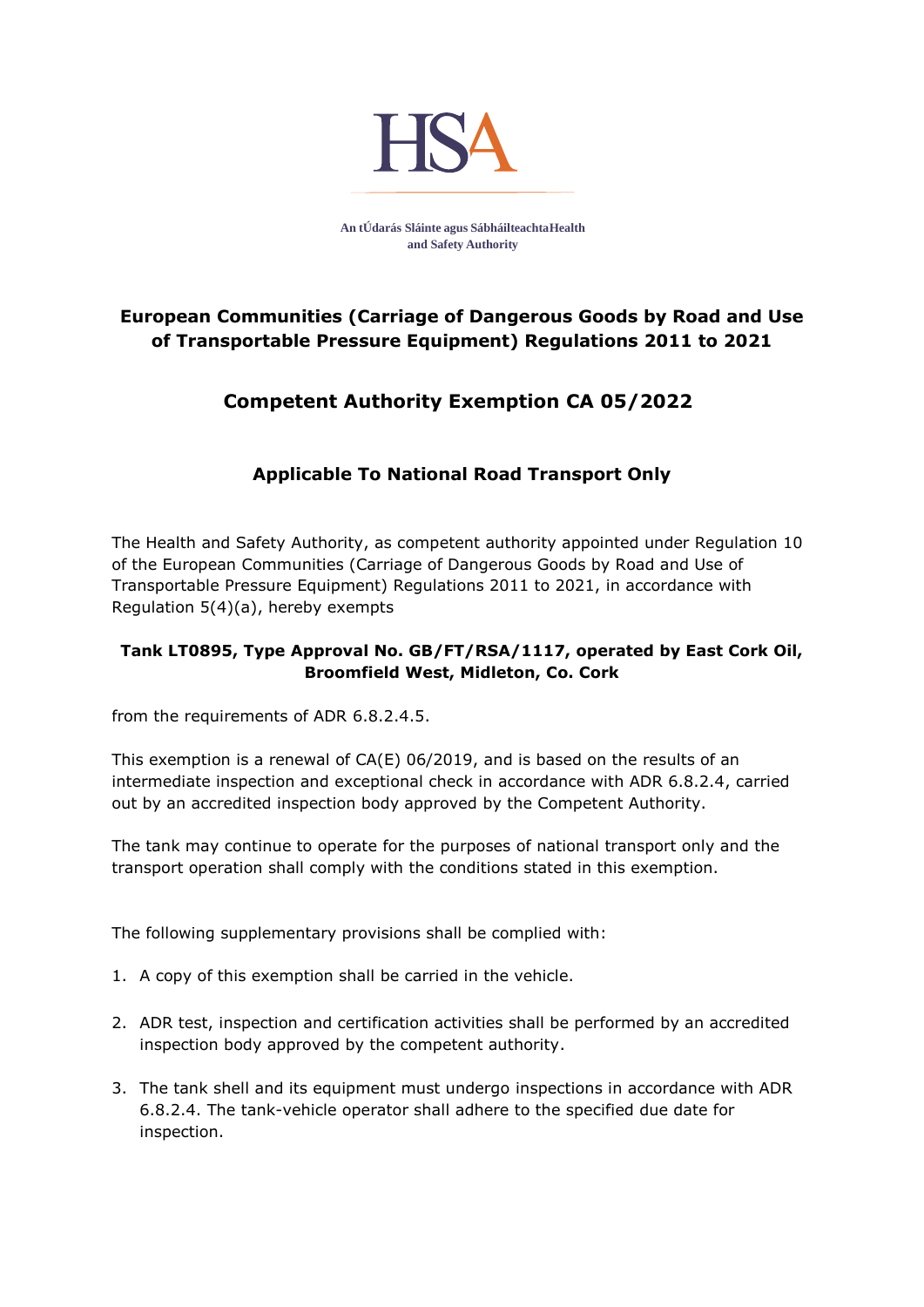HSA

An tÚdarás Sláinte agus SábháilteachtaHealth and Safety Authority

## European Communities (Carriage of Dangerous Goods by Road and Use of Transportable Pressure Equipment) Regulations 2011 to 2021

## Competent Authority Exemption CA 05/2022

### Applicable To National Road Transport Only

The Health and Safety Authority, as competent authority appointed under Regulation 10 of the European Communities (Carriage of Dangerous Goods by Road and Use of Transportable Pressure Equipment) Regulations 2011 to 2021, in accordance with Regulation 5(4)(a), hereby exempts

**Tank LT0895, Type Approval No. GB/FT/RSA/1117, operated by East Cork Oil, Broomfield West, Midleton, Co. Cork**

from the requirements of ADR 6.8.2.4.5.

This exemption is a renewal of CA(E) 06/2019, and is based on the results of an intermediate inspection and exceptional check in accordance with ADR 6.8.2.4, carried out by an accredited inspection body approved by the Competent Authority.

The tank may continue to operate for the purposes of national transport only and the transport operation shall comply with the conditions stated in this exemption.

The following supplementary provisions shall be complied with:

1. A copy of this exemption shall be carried in the vehicle.
2. ADR test, inspection and certification activities shall be performed by an accredited inspection body approved by the competent authority.
3. The tank shell and its equipment must undergo inspections in accordance with ADR 6.8.2.4. The tank-vehicle operator shall adhere to the specified due date for inspection.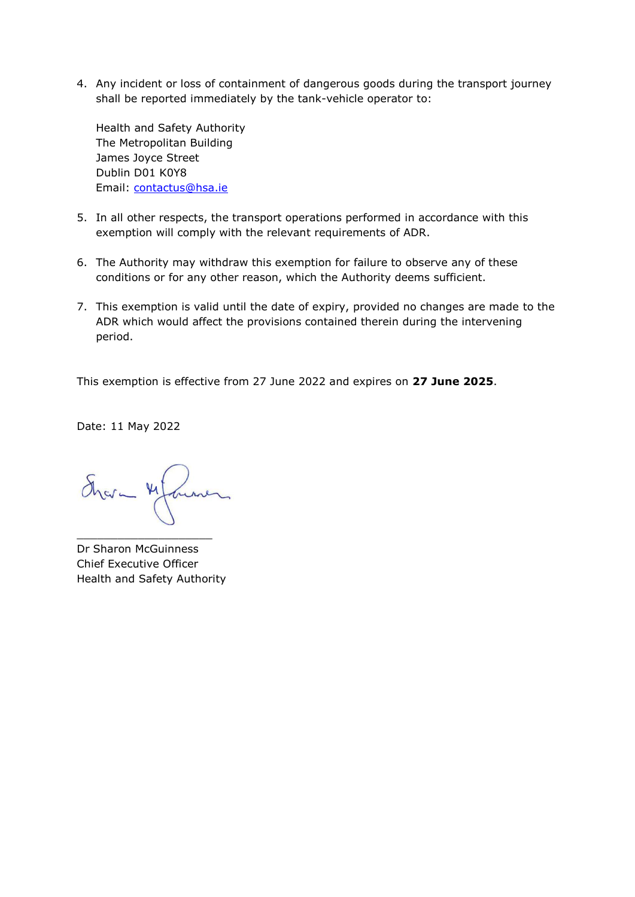4. Any incident or loss of containment of dangerous goods during the transport journey shall be reported immediately by the tank-vehicle operator to:

   Health and Safety Authority
   The Metropolitan Building
   James Joyce Street
   Dublin D01 K0Y8
   Email: contactus@hsa.ie

5. In all other respects, the transport operations performed in accordance with this exemption will comply with the relevant requirements of ADR.

6. The Authority may withdraw this exemption for failure to observe any of these conditions or for any other reason, which the Authority deems sufficient.

7. This exemption is valid until the date of expiry, provided no changes are made to the ADR which would affect the provisions contained therein during the intervening period.

This exemption is effective from 27 June 2022 and expires on **27 June 2025**.

Date: 11 May 2022

_____________________
Dr Sharon McGuinness
Chief Executive Officer
Health and Safety Authority